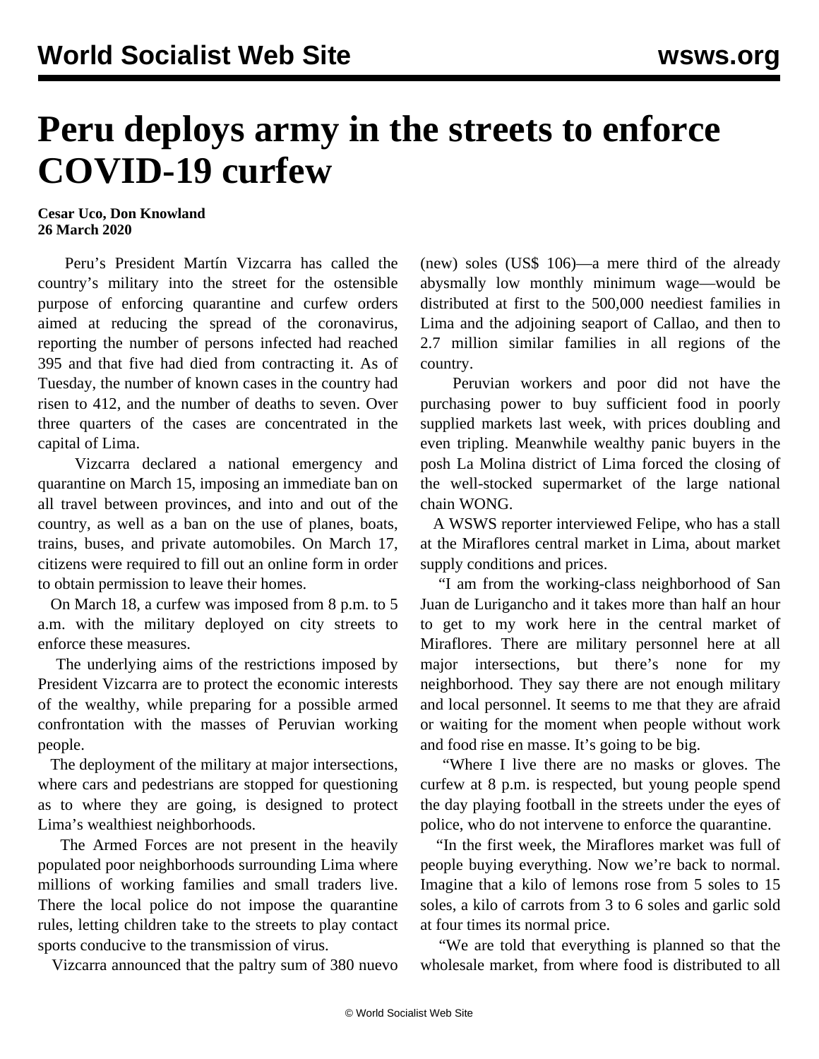# Peru deploys army in the streets to enforce COVID-19 curfew

**Cesar Uco, Don Knowland**
**26 March 2020**

Peru's President Martín Vizcarra has called the country's military into the street for the ostensible purpose of enforcing quarantine and curfew orders aimed at reducing the spread of the coronavirus, reporting the number of persons infected had reached 395 and that five had died from contracting it. As of Tuesday, the number of known cases in the country had risen to 412, and the number of deaths to seven. Over three quarters of the cases are concentrated in the capital of Lima.

Vizcarra declared a national emergency and quarantine on March 15, imposing an immediate ban on all travel between provinces, and into and out of the country, as well as a ban on the use of planes, boats, trains, buses, and private automobiles. On March 17, citizens were required to fill out an online form in order to obtain permission to leave their homes.

On March 18, a curfew was imposed from 8 p.m. to 5 a.m. with the military deployed on city streets to enforce these measures.

The underlying aims of the restrictions imposed by President Vizcarra are to protect the economic interests of the wealthy, while preparing for a possible armed confrontation with the masses of Peruvian working people.

The deployment of the military at major intersections, where cars and pedestrians are stopped for questioning as to where they are going, is designed to protect Lima's wealthiest neighborhoods.

The Armed Forces are not present in the heavily populated poor neighborhoods surrounding Lima where millions of working families and small traders live. There the local police do not impose the quarantine rules, letting children take to the streets to play contact sports conducive to the transmission of virus.

Vizcarra announced that the paltry sum of 380 nuevo (new) soles (US$ 106)—a mere third of the already abysmally low monthly minimum wage—would be distributed at first to the 500,000 neediest families in Lima and the adjoining seaport of Callao, and then to 2.7 million similar families in all regions of the country.

Peruvian workers and poor did not have the purchasing power to buy sufficient food in poorly supplied markets last week, with prices doubling and even tripling. Meanwhile wealthy panic buyers in the posh La Molina district of Lima forced the closing of the well-stocked supermarket of the large national chain WONG.

A WSWS reporter interviewed Felipe, who has a stall at the Miraflores central market in Lima, about market supply conditions and prices.

"I am from the working-class neighborhood of San Juan de Lurigancho and it takes more than half an hour to get to my work here in the central market of Miraflores. There are military personnel here at all major intersections, but there's none for my neighborhood. They say there are not enough military and local personnel. It seems to me that they are afraid or waiting for the moment when people without work and food rise en masse. It's going to be big.

"Where I live there are no masks or gloves. The curfew at 8 p.m. is respected, but young people spend the day playing football in the streets under the eyes of police, who do not intervene to enforce the quarantine.

"In the first week, the Miraflores market was full of people buying everything. Now we're back to normal. Imagine that a kilo of lemons rose from 5 soles to 15 soles, a kilo of carrots from 3 to 6 soles and garlic sold at four times its normal price.

"We are told that everything is planned so that the wholesale market, from where food is distributed to all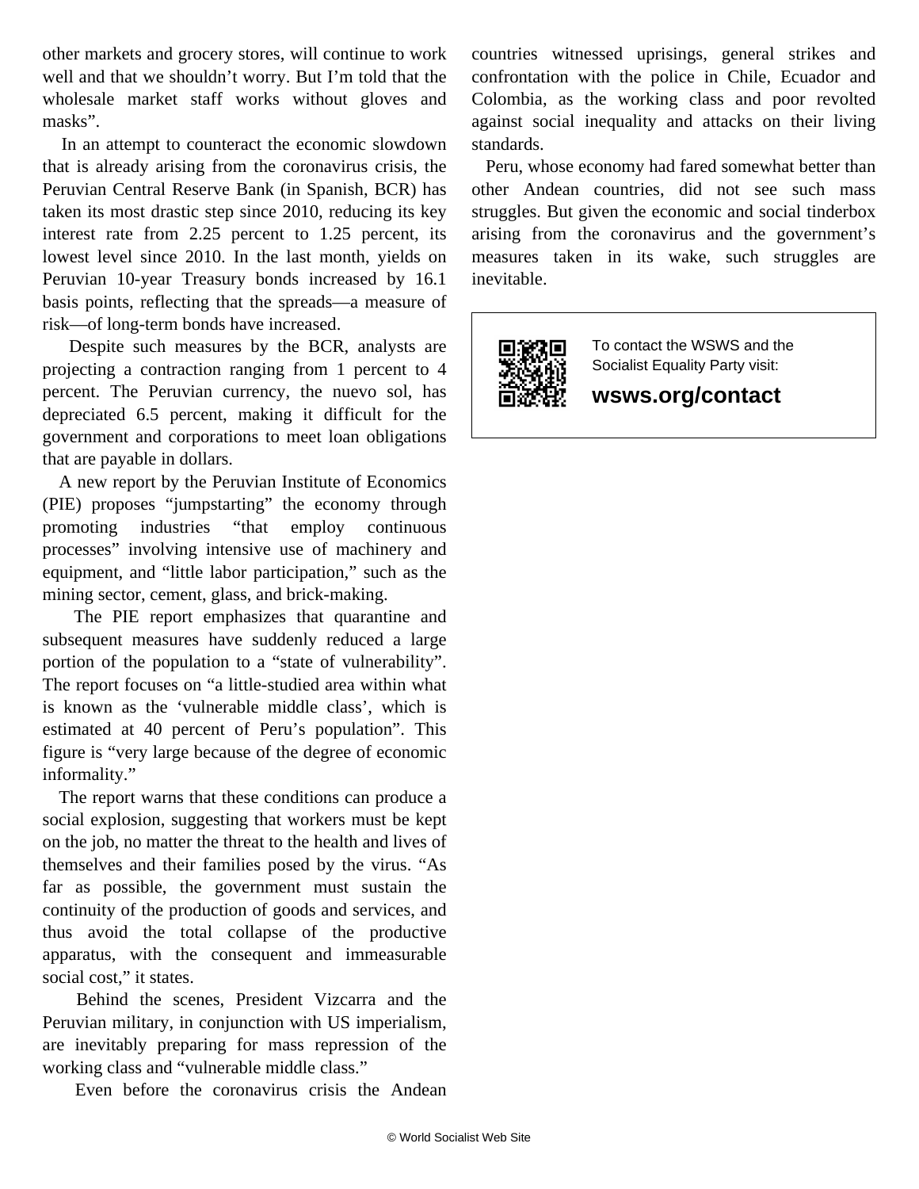other markets and grocery stores, will continue to work well and that we shouldn't worry. But I'm told that the wholesale market staff works without gloves and masks".

In an attempt to counteract the economic slowdown that is already arising from the coronavirus crisis, the Peruvian Central Reserve Bank (in Spanish, BCR) has taken its most drastic step since 2010, reducing its key interest rate from 2.25 percent to 1.25 percent, its lowest level since 2010. In the last month, yields on Peruvian 10-year Treasury bonds increased by 16.1 basis points, reflecting that the spreads—a measure of risk—of long-term bonds have increased.

Despite such measures by the BCR, analysts are projecting a contraction ranging from 1 percent to 4 percent. The Peruvian currency, the nuevo sol, has depreciated 6.5 percent, making it difficult for the government and corporations to meet loan obligations that are payable in dollars.

A new report by the Peruvian Institute of Economics (PIE) proposes "jumpstarting" the economy through promoting industries "that employ continuous processes" involving intensive use of machinery and equipment, and "little labor participation," such as the mining sector, cement, glass, and brick-making.

The PIE report emphasizes that quarantine and subsequent measures have suddenly reduced a large portion of the population to a "state of vulnerability". The report focuses on "a little-studied area within what is known as the 'vulnerable middle class', which is estimated at 40 percent of Peru's population". This figure is "very large because of the degree of economic informality."

The report warns that these conditions can produce a social explosion, suggesting that workers must be kept on the job, no matter the threat to the health and lives of themselves and their families posed by the virus. "As far as possible, the government must sustain the continuity of the production of goods and services, and thus avoid the total collapse of the productive apparatus, with the consequent and immeasurable social cost," it states.

Behind the scenes, President Vizcarra and the Peruvian military, in conjunction with US imperialism, are inevitably preparing for mass repression of the working class and "vulnerable middle class."

Even before the coronavirus crisis the Andean countries witnessed uprisings, general strikes and confrontation with the police in Chile, Ecuador and Colombia, as the working class and poor revolted against social inequality and attacks on their living standards.

Peru, whose economy had fared somewhat better than other Andean countries, did not see such mass struggles. But given the economic and social tinderbox arising from the coronavirus and the government's measures taken in its wake, such struggles are inevitable.

To contact the WSWS and the Socialist Equality Party visit:

**wsws.org/contact**